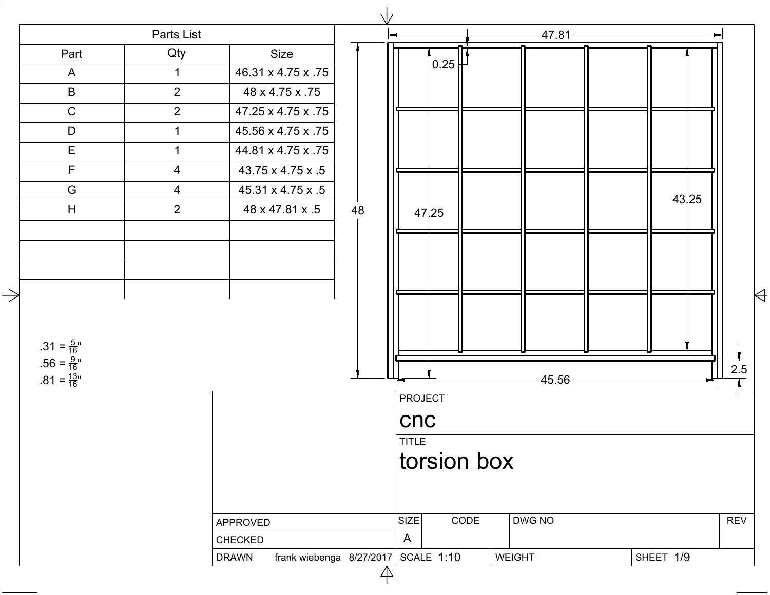| Parts List | | |
|---|---|---|
| Part | Qty | Size |
| A | 1 | 46.31 x 4.75 x .75 |
| B | 2 | 48 x 4.75 x .75 |
| C | 2 | 47.25 x 4.75 x .75 |
| D | 1 | 45.56 x 4.75 x .75 |
| E | 1 | 44.81 x 4.75 x .75 |
| F | 4 | 43.75 x 4.75 x .5 |
| G | 4 | 45.31 x 4.75 x .5 |
| H | 2 | 48 x 47.81 x .5 |
| | | |
| | | |
| | | |
| | | |

.31 = $\frac{5}{16}$"
.56 = $\frac{9}{16}$"
.81 = $\frac{13}{16}$"

47.81

0.25

48

47.25

43.25

45.56

2.5

PROJECT
cnc

TITLE
torsion box

| | | | | |
|---|---|---|---|---|
| APPROVED | SIZE | CODE | DWG NO | REV |
| CHECKED | A | | | |
| DRAWN frank wiebenga 8/27/2017 | SCALE 1:10 | WEIGHT | | SHEET 1/9 |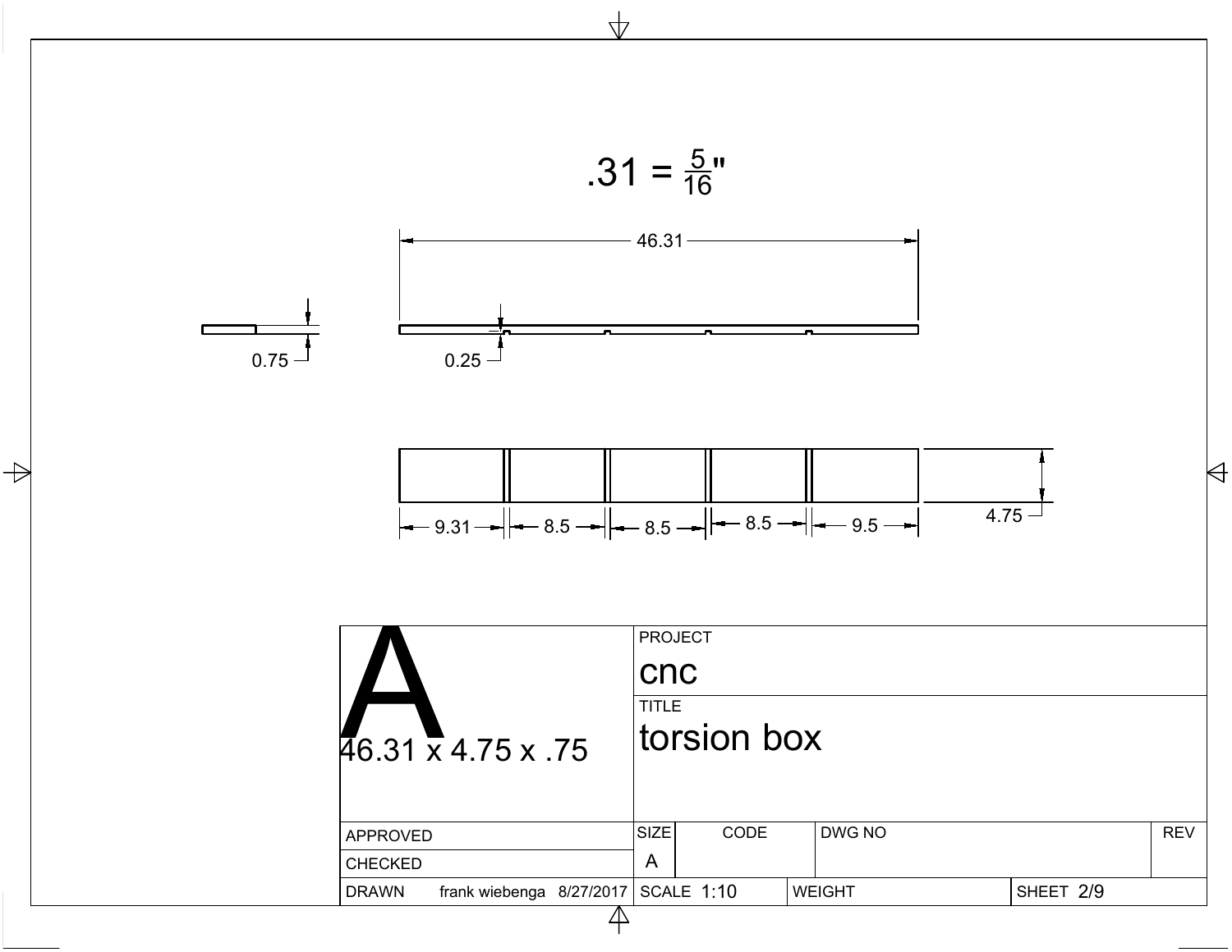$.31 = \frac{5}{16}$"

46.31

0.75

0.25

9.31 — 8.5 — 8.5 — 8.5 — 9.5

4.75

| | | | | |
|---|---|---|---|---|
| A<br>46.31 x 4.75 x .75 | PROJECT<br>cnc | | | |
| | TITLE<br>torsion box | | | |
| APPROVED | SIZE | CODE | DWG NO | REV |
| CHECKED | A | | | |
| DRAWN frank wiebenga 8/27/2017 | SCALE 1:10 | | WEIGHT | SHEET 2/9 |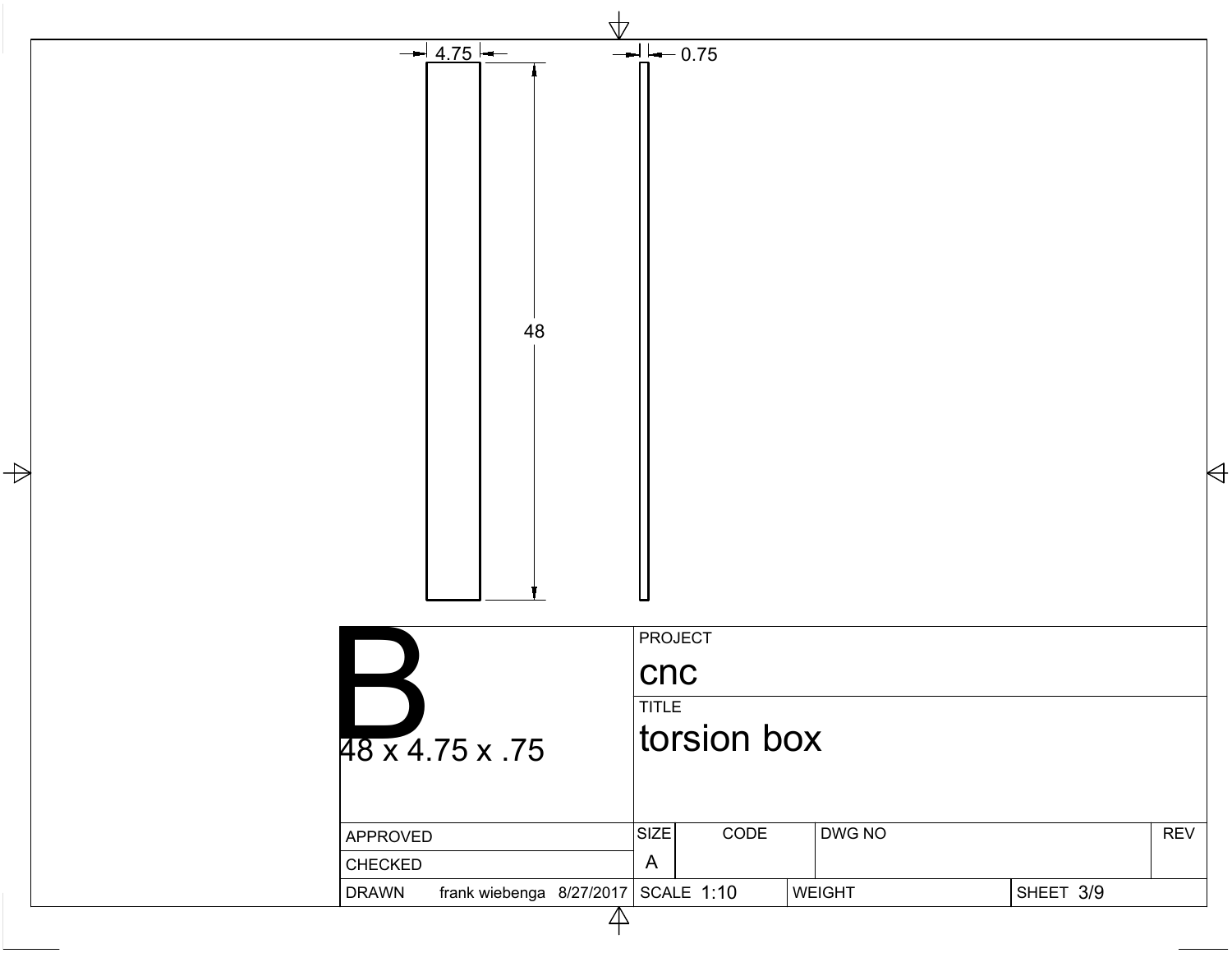4.75

0.75

48

| B<br>48 x 4.75 x .75 | PROJECT<br>cnc | | | | | |
|---|---|---|---|---|---|---|
| | TITLE<br>torsion box | | | | | |
| APPROVED | SIZE | CODE | | DWG NO | | REV |
| CHECKED | A | | | | | |
| DRAWN frank wiebenga 8/27/2017 | SCALE 1:10 | | WEIGHT | | SHEET 3/9 | |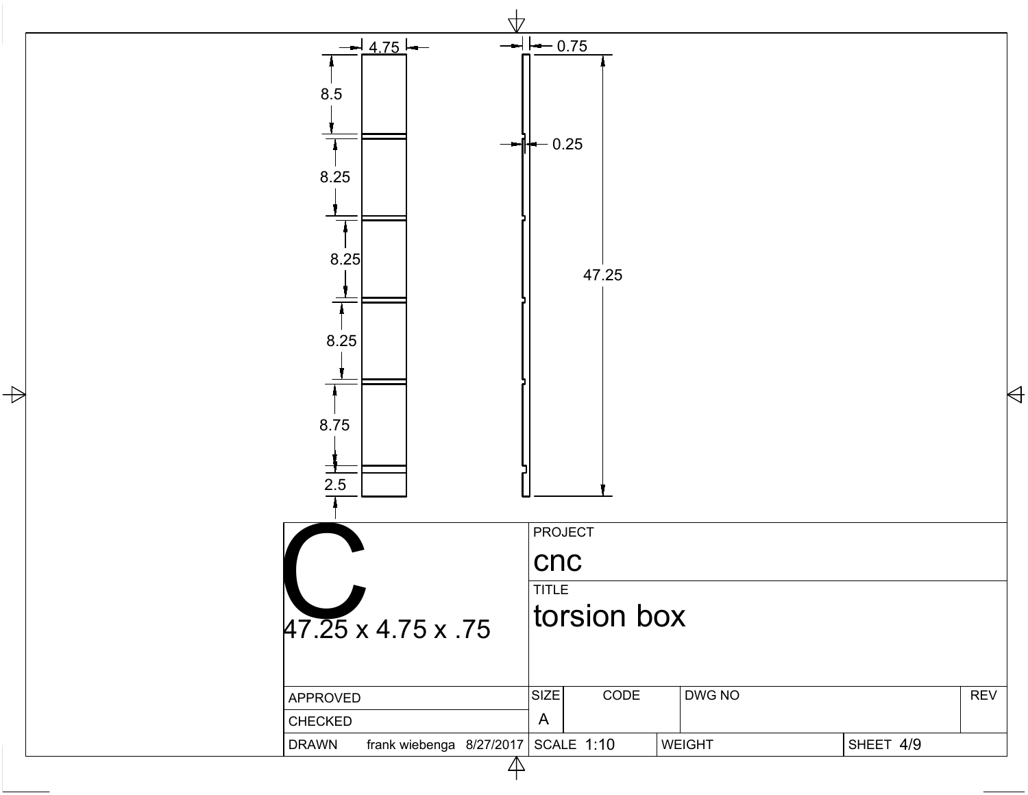4.75

8.5

8.25

8.25

8.25

8.75

2.5

0.75

0.25

47.25

| C | PROJECT |  |  |  |
|---|---|---|---|---|
| 47.25 x 4.75 x .75 | cnc |  |  |  |
|  | TITLE |  |  |  |
|  | torsion box |  |  |  |
| APPROVED | SIZE | CODE | DWG NO | REV |
| CHECKED | A |  |  |  |
| DRAWN frank wiebenga 8/27/2017 | SCALE 1:10 | WEIGHT |  | SHEET 4/9 |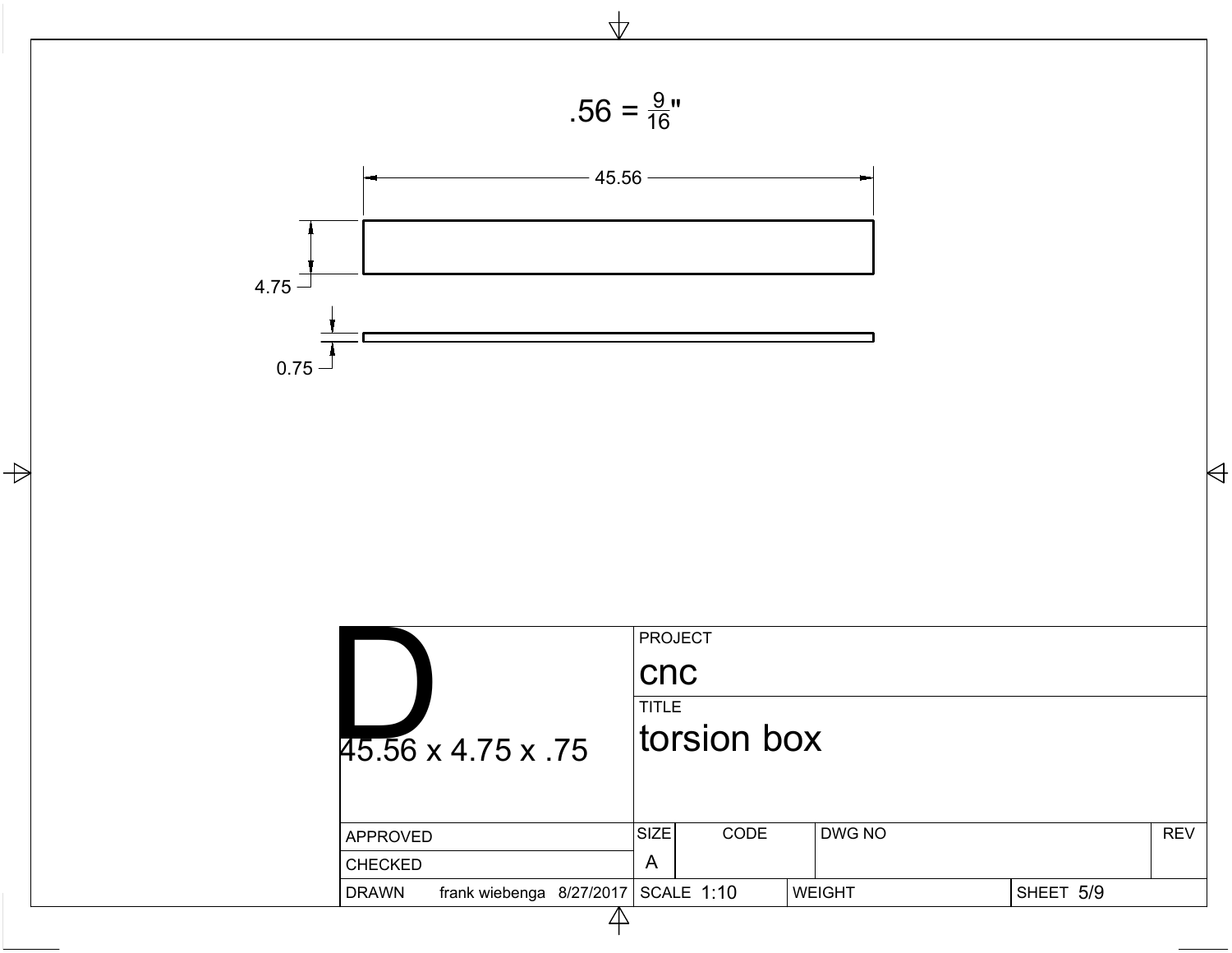.56 = $\frac{9}{16}$"

45.56

4.75

0.75

| D 45.56 x 4.75 x .75 | PROJECT cnc | | | | |
|---|---|---|---|---|---|
| | TITLE torsion box | | | | |
| APPROVED | SIZE | CODE | DWG NO | | REV |
| CHECKED | A | | | | |
| DRAWN frank wiebenga 8/27/2017 | SCALE 1:10 | | WEIGHT | SHEET 5/9 | |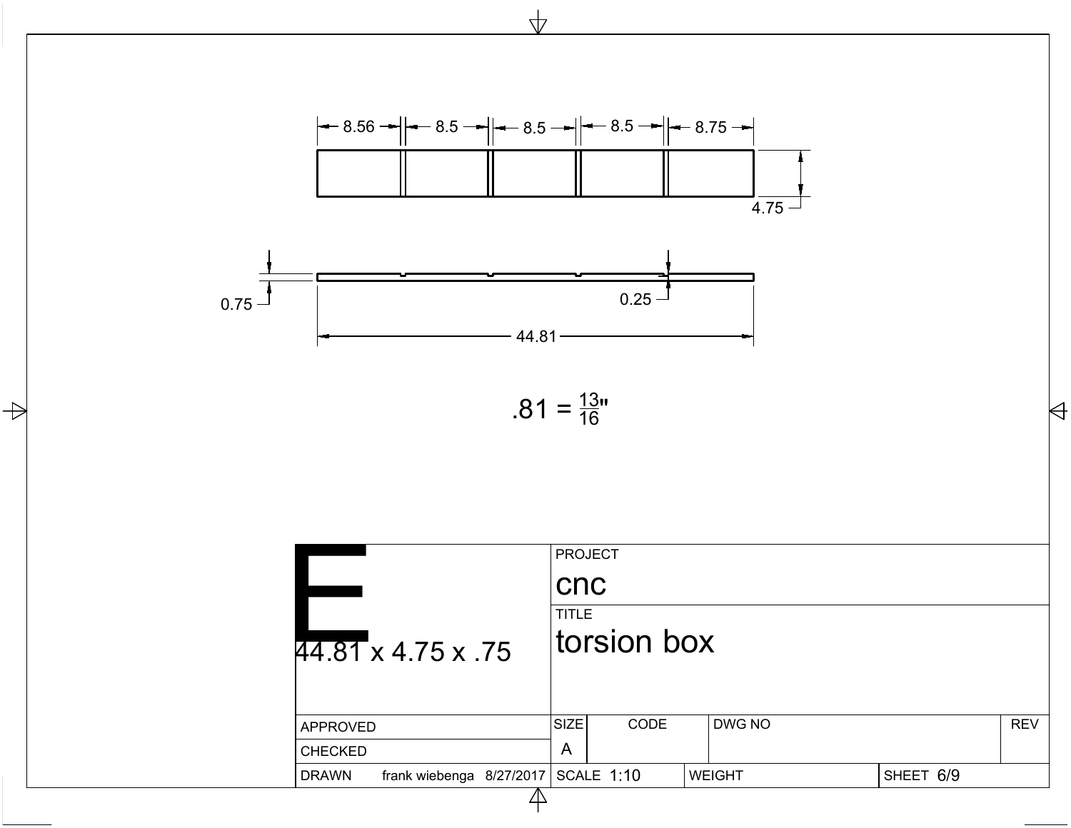8.56 | 8.5 | 8.5 | 8.5 | 8.75

4.75

0.75

0.25

44.81

.81 = 13/16"

| E 44.81 x 4.75 x .75 | PROJECT cnc | | | |
|---|---|---|---|---|
| | TITLE torsion box | | | |
| APPROVED | SIZE A | CODE | DWG NO | REV |
| CHECKED | | | | |
| DRAWN frank wiebenga 8/27/2017 | SCALE 1:10 | WEIGHT | SHEET 6/9 | |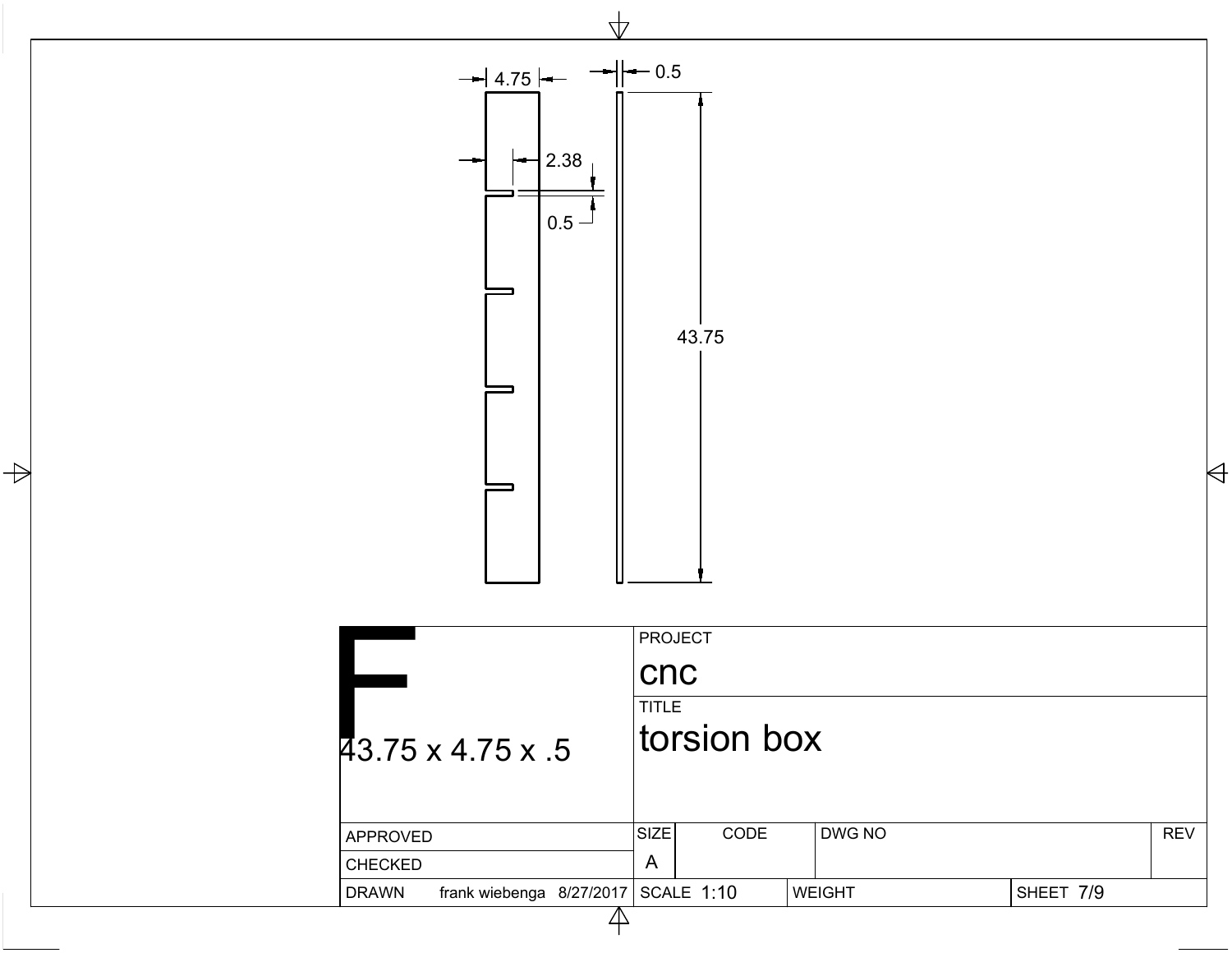4.75

2.38

0.5

0.5

43.75

| F<br>43.75 x 4.75 x .5 | PROJECT<br>cnc | | | |
|---|---|---|---|---|
| | TITLE<br>torsion box | | | |
| APPROVED | SIZE | CODE | DWG NO | REV |
| CHECKED | A | | | |
| DRAWN frank wiebenga 8/27/2017 | SCALE 1:10 | WEIGHT | SHEET 7/9 | |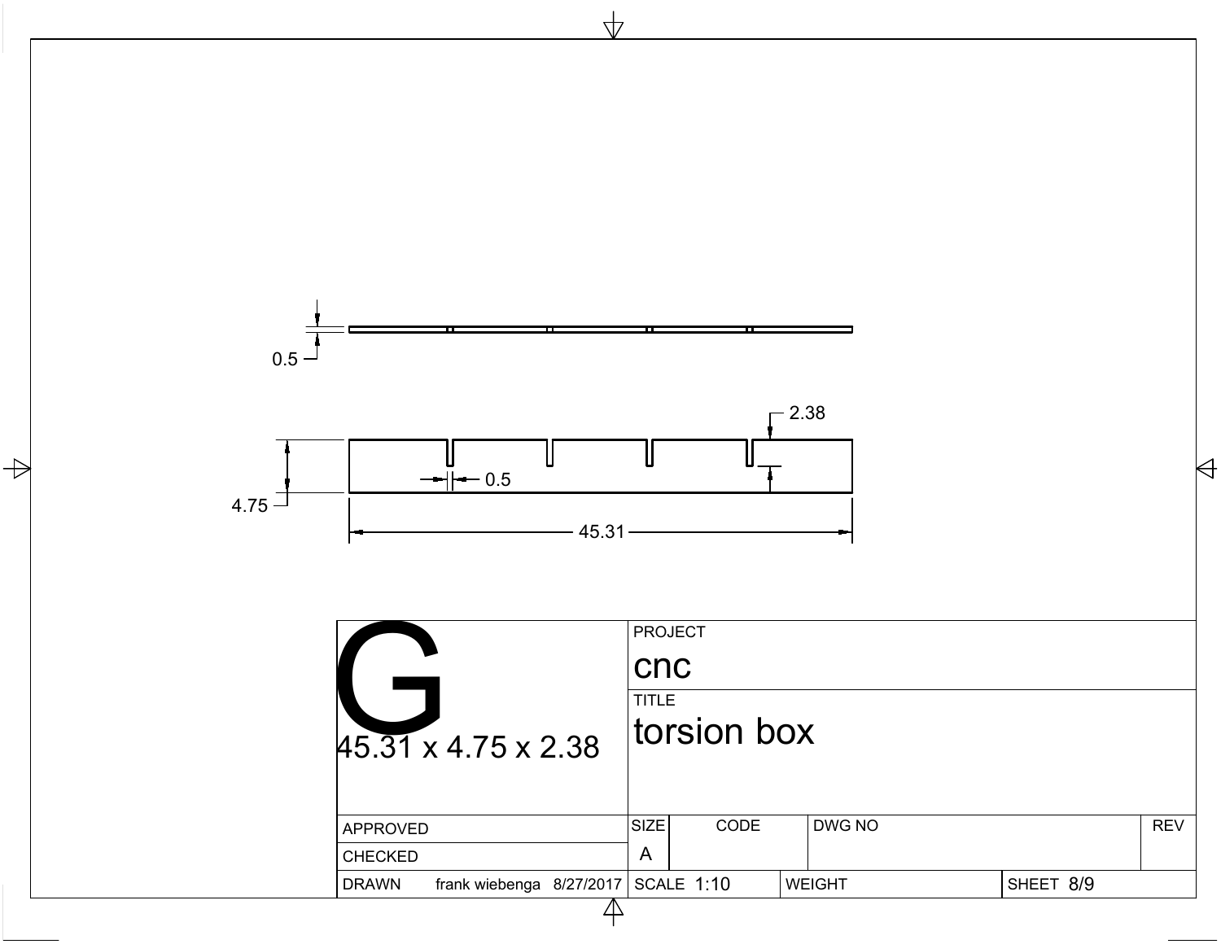0.5

2.38

0.5

4.75

45.31

G

45.31 x 4.75 x 2.38

| PROJECT | | | |
|---|---|---|---|
| cnc | | | |
| TITLE | | | |
| torsion box | | | |

| APPROVED | SIZE | CODE | DWG NO | REV |
|---|---|---|---|---|
| CHECKED | A | | | |
| DRAWN frank wiebenga 8/27/2017 | SCALE 1:10 | WEIGHT | SHEET 8/9 | |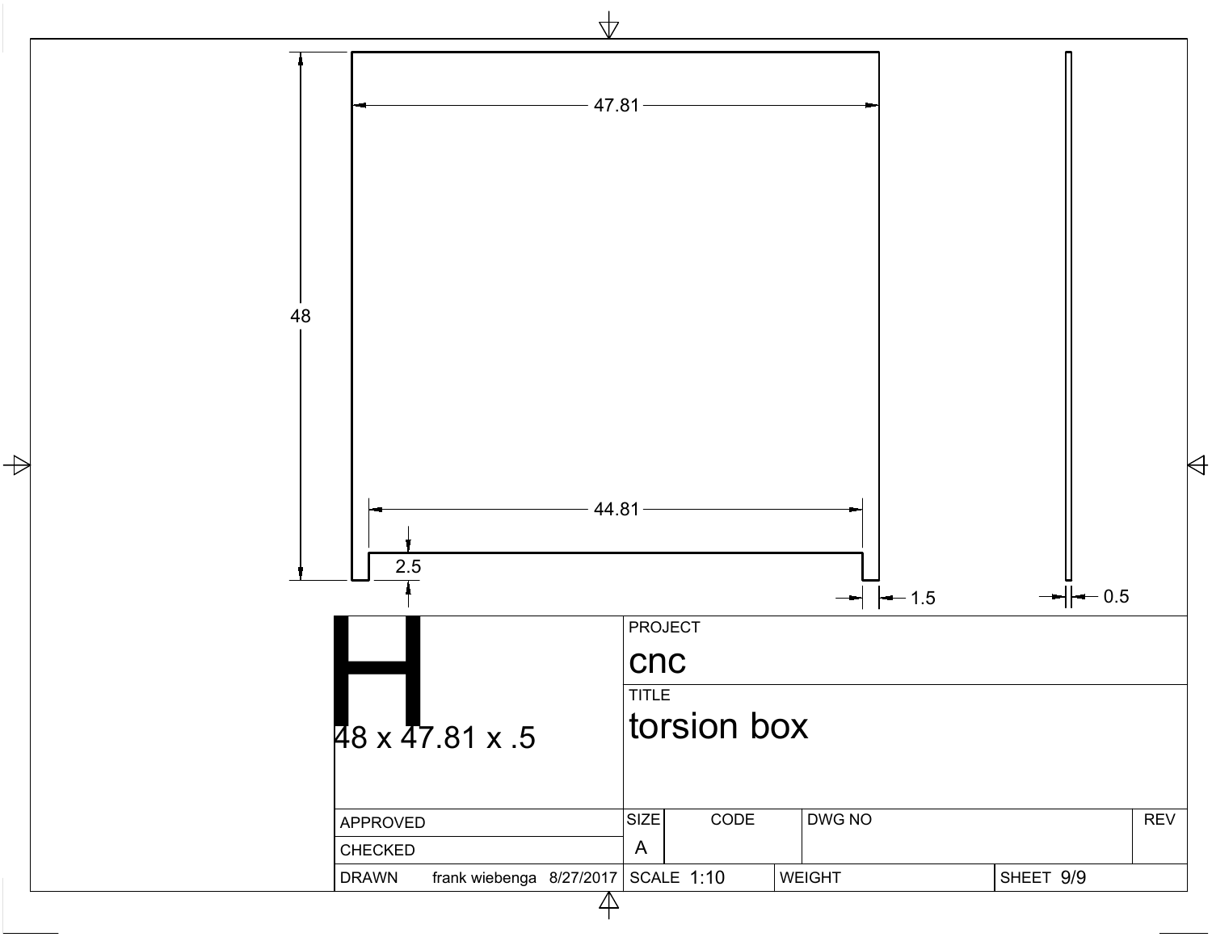47.81

48

44.81

2.5

1.5

0.5

H

48 x 47.81 x .5

| | | | | | |
|---|---|---|---|---|---|
| PROJECT<br>cnc | | | | | |
| TITLE<br>torsion box | | | | | |
| APPROVED | SIZE | CODE | DWG NO | | REV |
| CHECKED | A | | | | |
| DRAWN frank wiebenga 8/27/2017 | SCALE 1:10 | | WEIGHT | SHEET 9/9 | |